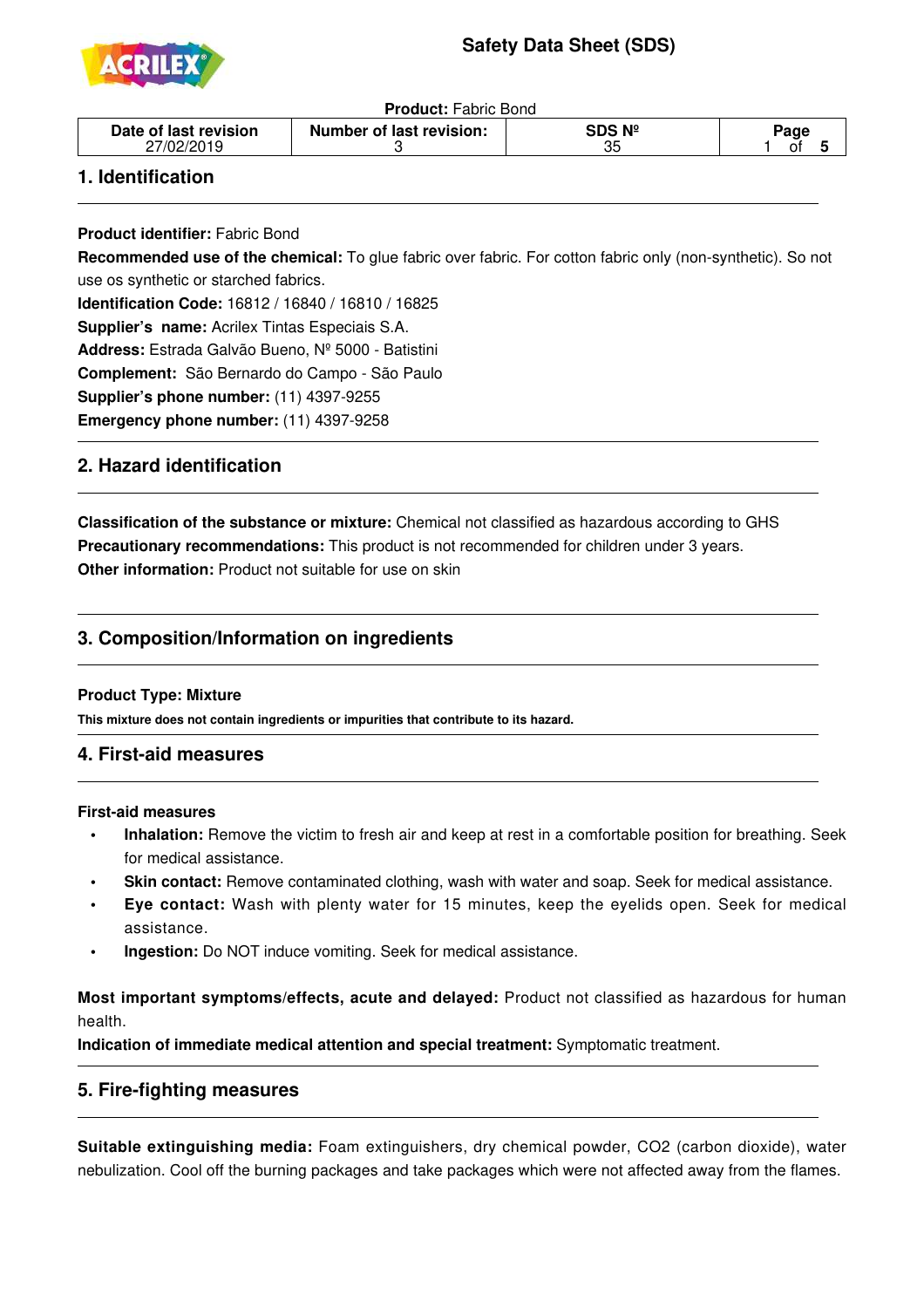# Safety Data Sheet (SDS)

**Product:** Fabric Bond

| Date of last revision | Number of last revision: | SDS Nº |
|---|---|---|
| 27/02/2019 | 3 | 35 |

## 1. Identification

**Product identifier:** Fabric Bond

**Recommended use of the chemical:** To glue fabric over fabric. For cotton fabric only (non-synthetic). So not use os synthetic or starched fabrics.

**Identification Code:** 16812 / 16840 / 16810 / 16825

**Supplier's name:** Acrilex Tintas Especiais S.A.

**Address:** Estrada Galvão Bueno, Nº 5000 - Batistini

**Complement:** São Bernardo do Campo - São Paulo

**Supplier's phone number:** (11) 4397-9255

**Emergency phone number:** (11) 4397-9258

## 2. Hazard identification

**Classification of the substance or mixture:** Chemical not classified as hazardous according to GHS

**Precautionary recommendations:** This product is not recommended for children under 3 years.

**Other information:** Product not suitable for use on skin

## 3. Composition/Information on ingredients

**Product Type: Mixture**

**This mixture does not contain ingredients or impurities that contribute to its hazard.**

## 4. First-aid measures

**First-aid measures**

- **Inhalation:** Remove the victim to fresh air and keep at rest in a comfortable position for breathing. Seek for medical assistance.
- **Skin contact:** Remove contaminated clothing, wash with water and soap. Seek for medical assistance.
- **Eye contact:** Wash with plenty water for 15 minutes, keep the eyelids open. Seek for medical assistance.
- **Ingestion:** Do NOT induce vomiting. Seek for medical assistance.

**Most important symptoms/effects, acute and delayed:** Product not classified as hazardous for human health.

**Indication of immediate medical attention and special treatment:** Symptomatic treatment.

## 5. Fire-fighting measures

**Suitable extinguishing media:** Foam extinguishers, dry chemical powder, $CO_2$ (carbon dioxide), water nebulization. Cool off the burning packages and take packages which were not affected away from the flames.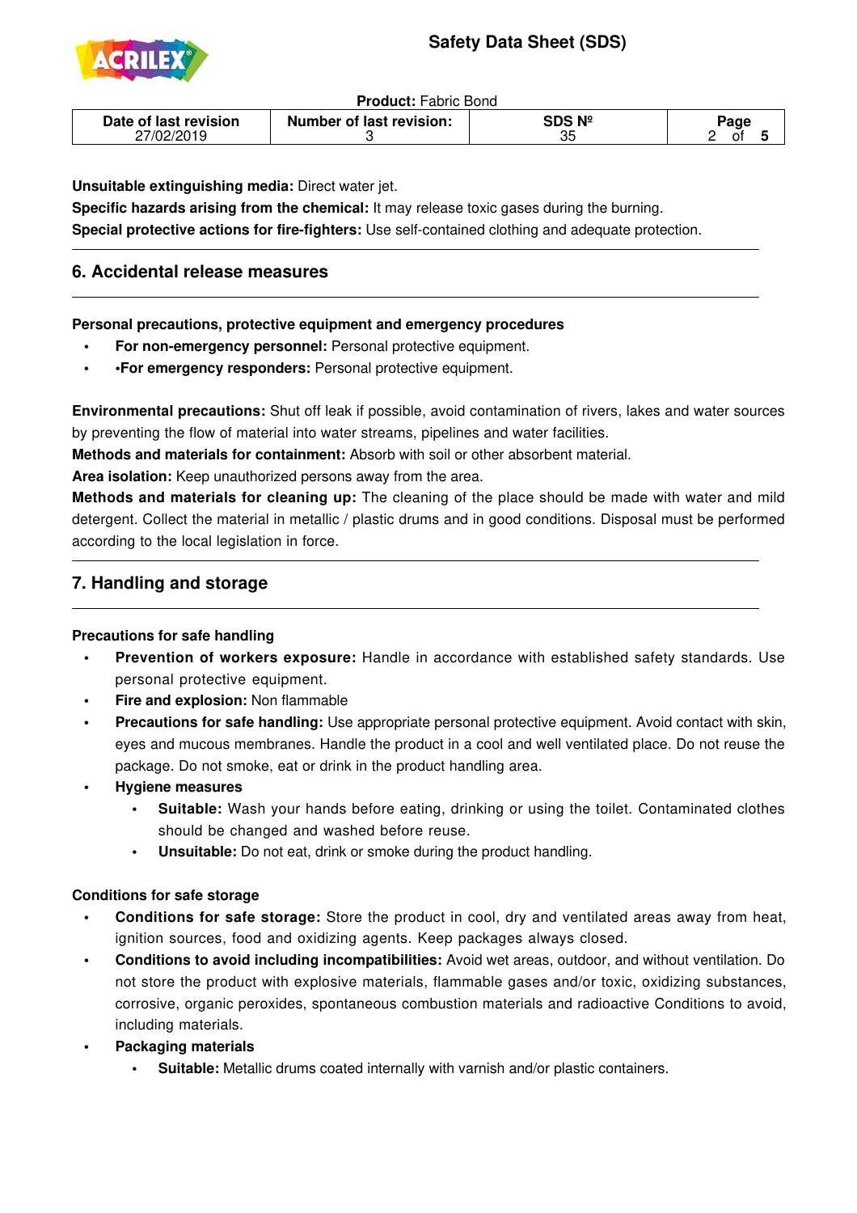**Unsuitable extinguishing media:** Direct water jet.

**Specific hazards arising from the chemical:** It may release toxic gases during the burning.

**Special protective actions for fire-fighters:** Use self-contained clothing and adequate protection.

## 6. Accidental release measures

**Personal precautions, protective equipment and emergency procedures**

- **For non-emergency personnel:** Personal protective equipment.
- •**For emergency responders:** Personal protective equipment.

**Environmental precautions:** Shut off leak if possible, avoid contamination of rivers, lakes and water sources by preventing the flow of material into water streams, pipelines and water facilities.

**Methods and materials for containment:** Absorb with soil or other absorbent material.

**Area isolation:** Keep unauthorized persons away from the area.

**Methods and materials for cleaning up:** The cleaning of the place should be made with water and mild detergent. Collect the material in metallic / plastic drums and in good conditions. Disposal must be performed according to the local legislation in force.

## 7. Handling and storage

**Precautions for safe handling**

- **Prevention of workers exposure:** Handle in accordance with established safety standards. Use personal protective equipment.
- **Fire and explosion:** Non flammable
- **Precautions for safe handling:** Use appropriate personal protective equipment. Avoid contact with skin, eyes and mucous membranes. Handle the product in a cool and well ventilated place. Do not reuse the package. Do not smoke, eat or drink in the product handling area.
- **Hygiene measures**
  - **Suitable:** Wash your hands before eating, drinking or using the toilet. Contaminated clothes should be changed and washed before reuse.
  - **Unsuitable:** Do not eat, drink or smoke during the product handling.

**Conditions for safe storage**

- **Conditions for safe storage:** Store the product in cool, dry and ventilated areas away from heat, ignition sources, food and oxidizing agents. Keep packages always closed.
- **Conditions to avoid including incompatibilities:** Avoid wet areas, outdoor, and without ventilation. Do not store the product with explosive materials, flammable gases and/or toxic, oxidizing substances, corrosive, organic peroxides, spontaneous combustion materials and radioactive Conditions to avoid, including materials.
- **Packaging materials**
  - **Suitable:** Metallic drums coated internally with varnish and/or plastic containers.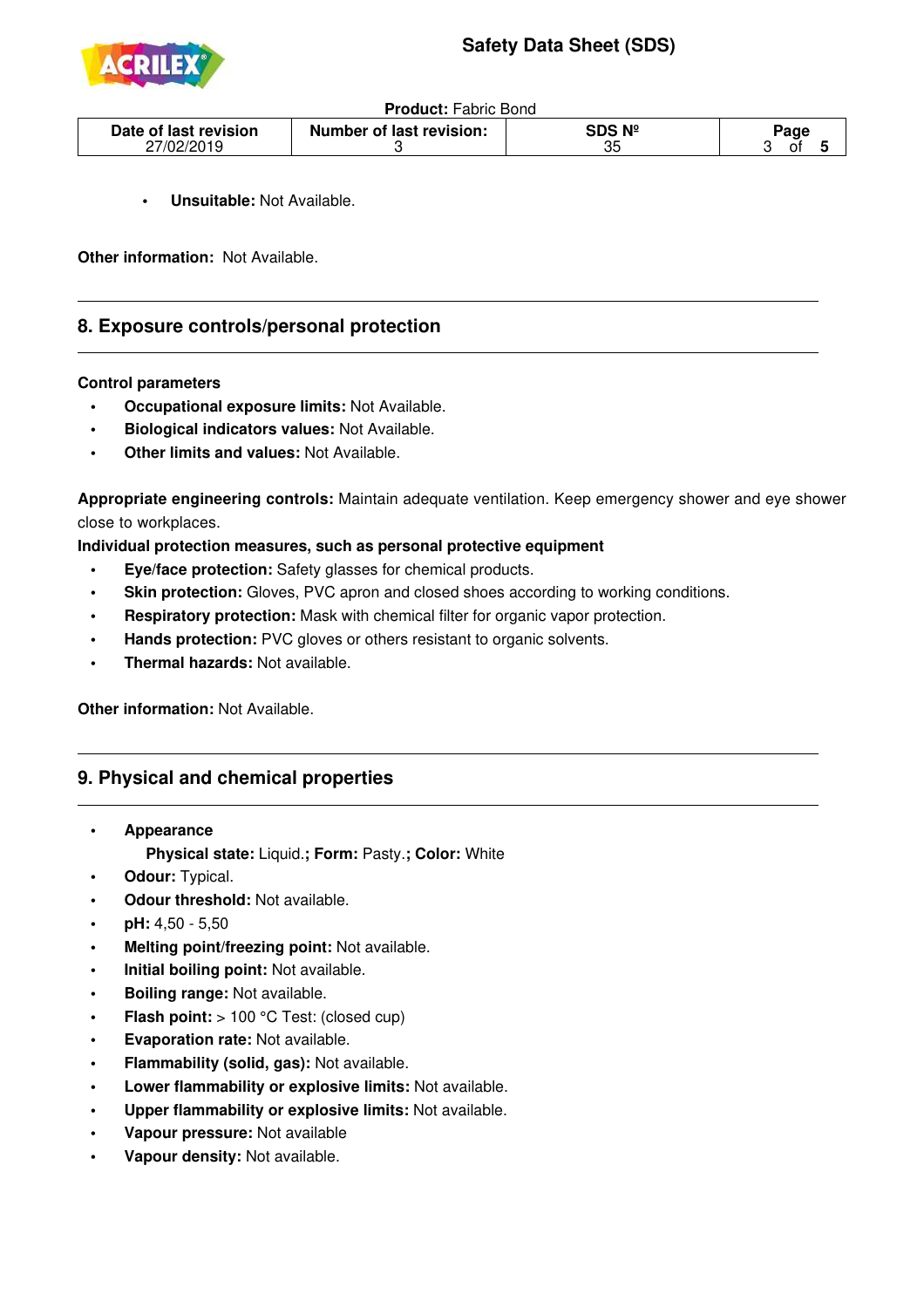- **Unsuitable:** Not Available.

**Other information:** Not Available.

## 8. Exposure controls/personal protection

**Control parameters**

- **Occupational exposure limits:** Not Available.
- **Biological indicators values:** Not Available.
- **Other limits and values:** Not Available.

**Appropriate engineering controls:** Maintain adequate ventilation. Keep emergency shower and eye shower close to workplaces.

**Individual protection measures, such as personal protective equipment**

- **Eye/face protection:** Safety glasses for chemical products.
- **Skin protection:** Gloves, PVC apron and closed shoes according to working conditions.
- **Respiratory protection:** Mask with chemical filter for organic vapor protection.
- **Hands protection:** PVC gloves or others resistant to organic solvents.
- **Thermal hazards:** Not available.

**Other information:** Not Available.

## 9. Physical and chemical properties

- **Appearance**
  **Physical state:** Liquid.**; Form:** Pasty.**; Color:** White
- **Odour:** Typical.
- **Odour threshold:** Not available.
- **pH:** 4,50 - 5,50
- **Melting point/freezing point:** Not available.
- **Initial boiling point:** Not available.
- **Boiling range:** Not available.
- **Flash point:** > 100 °C Test: (closed cup)
- **Evaporation rate:** Not available.
- **Flammability (solid, gas):** Not available.
- **Lower flammability or explosive limits:** Not available.
- **Upper flammability or explosive limits:** Not available.
- **Vapour pressure:** Not available
- **Vapour density:** Not available.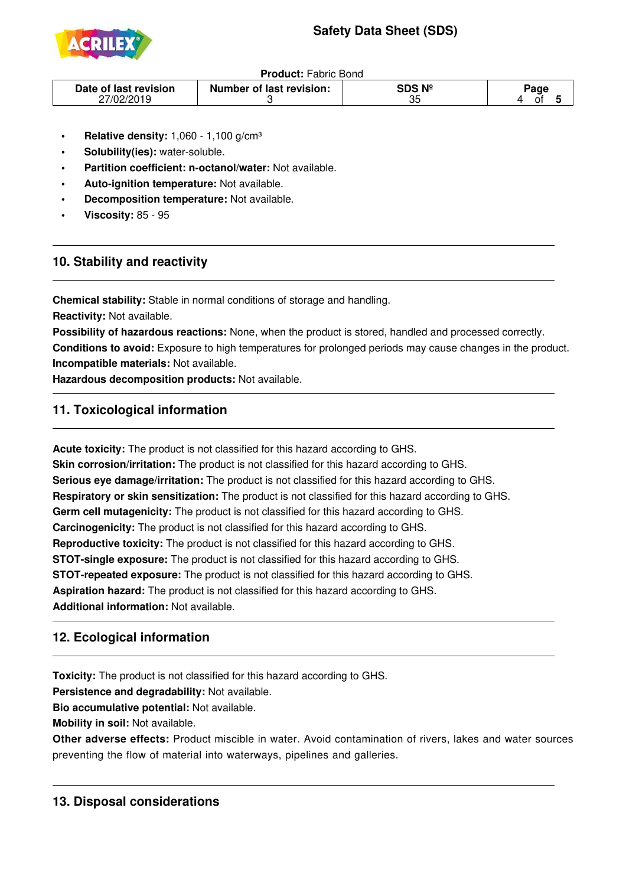- **Relative density:** 1,060 - 1,100 g/cm³
- **Solubility(ies):** water-soluble.
- **Partition coefficient: n-octanol/water:** Not available.
- **Auto-ignition temperature:** Not available.
- **Decomposition temperature:** Not available.
- **Viscosity:** 85 - 95

## 10. Stability and reactivity

**Chemical stability:** Stable in normal conditions of storage and handling.
**Reactivity:** Not available.
**Possibility of hazardous reactions:** None, when the product is stored, handled and processed correctly.
**Conditions to avoid:** Exposure to high temperatures for prolonged periods may cause changes in the product.
**Incompatible materials:** Not available.
**Hazardous decomposition products:** Not available.

## 11. Toxicological information

**Acute toxicity:** The product is not classified for this hazard according to GHS.
**Skin corrosion/irritation:** The product is not classified for this hazard according to GHS.
**Serious eye damage/irritation:** The product is not classified for this hazard according to GHS.
**Respiratory or skin sensitization:** The product is not classified for this hazard according to GHS.
**Germ cell mutagenicity:** The product is not classified for this hazard according to GHS.
**Carcinogenicity:** The product is not classified for this hazard according to GHS.
**Reproductive toxicity:** The product is not classified for this hazard according to GHS.
**STOT-single exposure:** The product is not classified for this hazard according to GHS.
**STOT-repeated exposure:** The product is not classified for this hazard according to GHS.
**Aspiration hazard:** The product is not classified for this hazard according to GHS.
**Additional information:** Not available.

## 12. Ecological information

**Toxicity:** The product is not classified for this hazard according to GHS.
**Persistence and degradability:** Not available.
**Bio accumulative potential:** Not available.
**Mobility in soil:** Not available.
**Other adverse effects:** Product miscible in water. Avoid contamination of rivers, lakes and water sources preventing the flow of material into waterways, pipelines and galleries.

## 13. Disposal considerations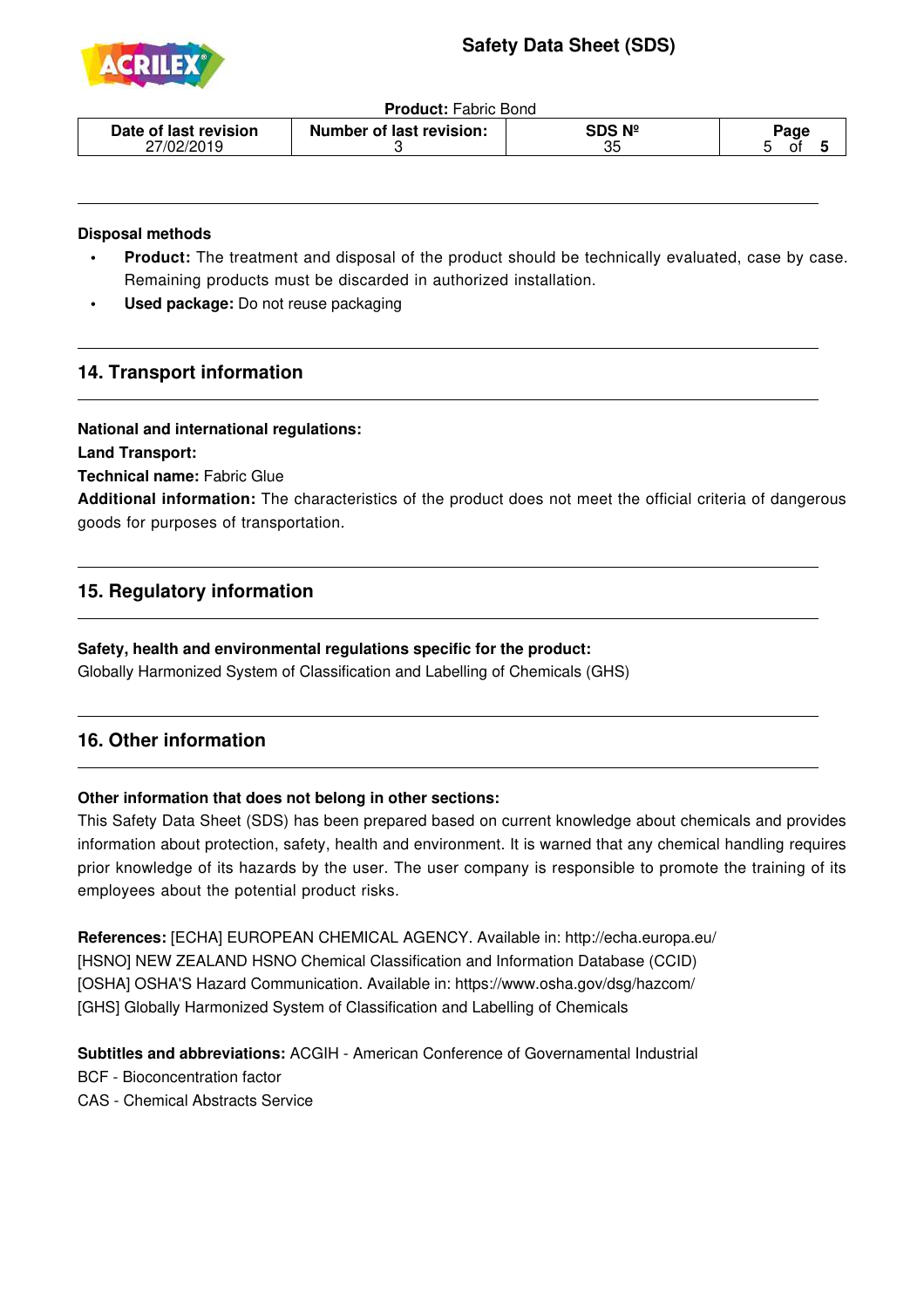**Disposal methods**

- **Product:** The treatment and disposal of the product should be technically evaluated, case by case. Remaining products must be discarded in authorized installation.
- **Used package:** Do not reuse packaging

## 14. Transport information

**National and international regulations:**

**Land Transport:**

**Technical name:** Fabric Glue

**Additional information:** The characteristics of the product does not meet the official criteria of dangerous goods for purposes of transportation.

## 15. Regulatory information

**Safety, health and environmental regulations specific for the product:**

Globally Harmonized System of Classification and Labelling of Chemicals (GHS)

## 16. Other information

**Other information that does not belong in other sections:**

This Safety Data Sheet (SDS) has been prepared based on current knowledge about chemicals and provides information about protection, safety, health and environment. It is warned that any chemical handling requires prior knowledge of its hazards by the user. The user company is responsible to promote the training of its employees about the potential product risks.

**References:** [ECHA] EUROPEAN CHEMICAL AGENCY. Available in: http://echa.europa.eu/
[HSNO] NEW ZEALAND HSNO Chemical Classification and Information Database (CCID)
[OSHA] OSHA'S Hazard Communication. Available in: https://www.osha.gov/dsg/hazcom/
[GHS] Globally Harmonized System of Classification and Labelling of Chemicals

**Subtitles and abbreviations:** ACGIH - American Conference of Governamental Industrial
BCF - Bioconcentration factor
CAS - Chemical Abstracts Service